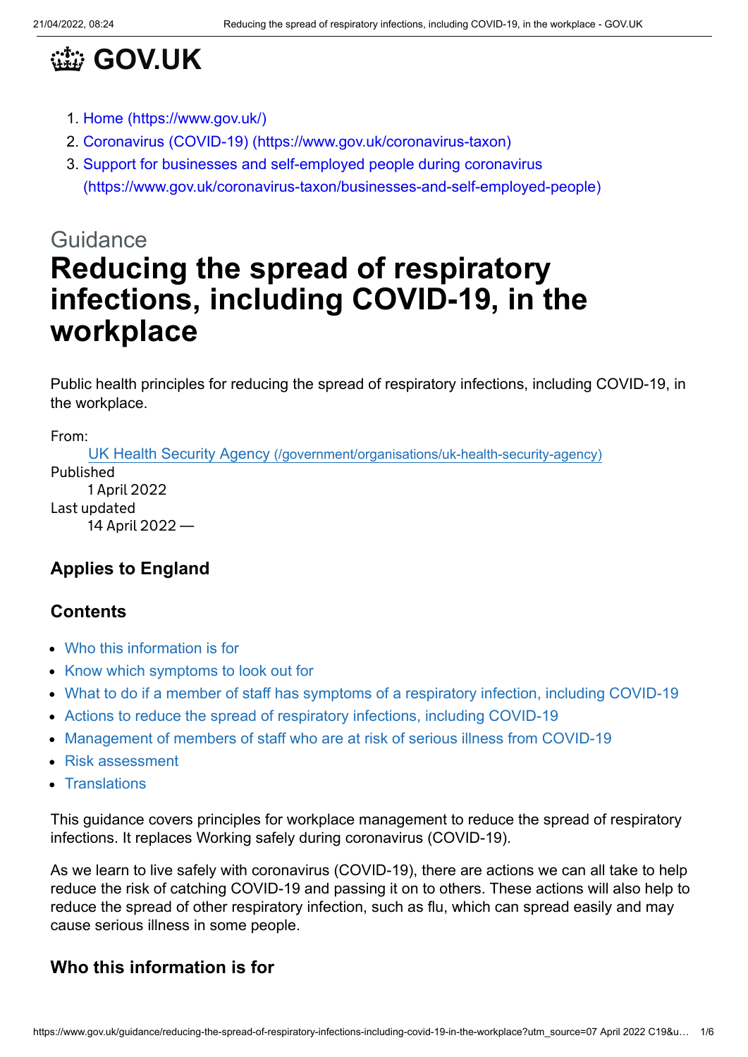# GOV.UK

1. Home (https://www.gov.uk/)
2. Coronavirus (COVID-19) (https://www.gov.uk/coronavirus-taxon)
3. Support for businesses and self-employed people during coronavirus (https://www.gov.uk/coronavirus-taxon/businesses-and-self-employed-people)

Guidance

# Reducing the spread of respiratory infections, including COVID-19, in the workplace

Public health principles for reducing the spread of respiratory infections, including COVID-19, in the workplace.

From:
UK Health Security Agency (/government/organisations/uk-health-security-agency)

Published
1 April 2022

Last updated
14 April 2022 —

### Applies to England

### Contents

- Who this information is for
- Know which symptoms to look out for
- What to do if a member of staff has symptoms of a respiratory infection, including COVID-19
- Actions to reduce the spread of respiratory infections, including COVID-19
- Management of members of staff who are at risk of serious illness from COVID-19
- Risk assessment
- Translations

This guidance covers principles for workplace management to reduce the spread of respiratory infections. It replaces Working safely during coronavirus (COVID-19).

As we learn to live safely with coronavirus (COVID-19), there are actions we can all take to help reduce the risk of catching COVID-19 and passing it on to others. These actions will also help to reduce the spread of other respiratory infection, such as flu, which can spread easily and may cause serious illness in some people.

## Who this information is for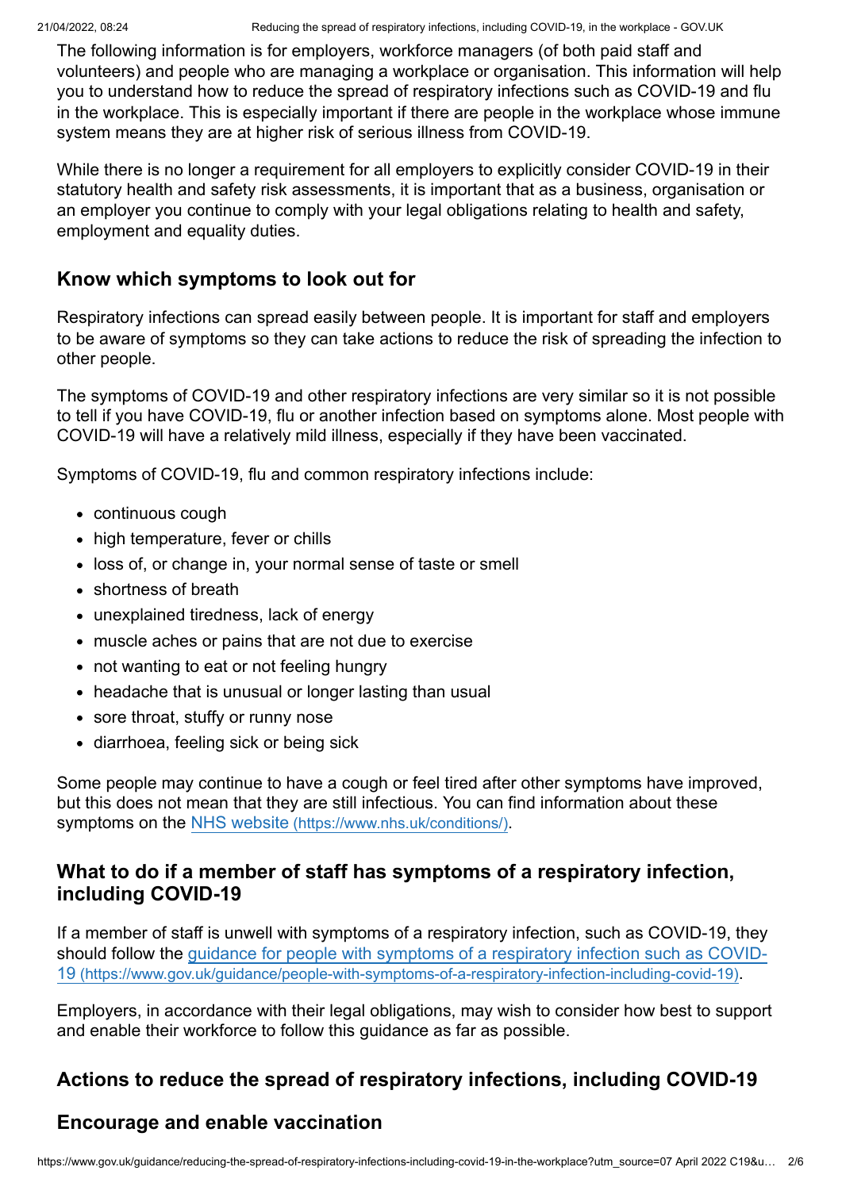The following information is for employers, workforce managers (of both paid staff and volunteers) and people who are managing a workplace or organisation. This information will help you to understand how to reduce the spread of respiratory infections such as COVID-19 and flu in the workplace. This is especially important if there are people in the workplace whose immune system means they are at higher risk of serious illness from COVID-19.

While there is no longer a requirement for all employers to explicitly consider COVID-19 in their statutory health and safety risk assessments, it is important that as a business, organisation or an employer you continue to comply with your legal obligations relating to health and safety, employment and equality duties.

## Know which symptoms to look out for

Respiratory infections can spread easily between people. It is important for staff and employers to be aware of symptoms so they can take actions to reduce the risk of spreading the infection to other people.

The symptoms of COVID-19 and other respiratory infections are very similar so it is not possible to tell if you have COVID-19, flu or another infection based on symptoms alone. Most people with COVID-19 will have a relatively mild illness, especially if they have been vaccinated.

Symptoms of COVID-19, flu and common respiratory infections include:

- continuous cough
- high temperature, fever or chills
- loss of, or change in, your normal sense of taste or smell
- shortness of breath
- unexplained tiredness, lack of energy
- muscle aches or pains that are not due to exercise
- not wanting to eat or not feeling hungry
- headache that is unusual or longer lasting than usual
- sore throat, stuffy or runny nose
- diarrhoea, feeling sick or being sick

Some people may continue to have a cough or feel tired after other symptoms have improved, but this does not mean that they are still infectious. You can find information about these symptoms on the [NHS website (https://www.nhs.uk/conditions/)](https://www.nhs.uk/conditions/).

## What to do if a member of staff has symptoms of a respiratory infection, including COVID-19

If a member of staff is unwell with symptoms of a respiratory infection, such as COVID-19, they should follow the [guidance for people with symptoms of a respiratory infection such as COVID-19 (https://www.gov.uk/guidance/people-with-symptoms-of-a-respiratory-infection-including-covid-19)](https://www.gov.uk/guidance/people-with-symptoms-of-a-respiratory-infection-including-covid-19).

Employers, in accordance with their legal obligations, may wish to consider how best to support and enable their workforce to follow this guidance as far as possible.

## Actions to reduce the spread of respiratory infections, including COVID-19

## Encourage and enable vaccination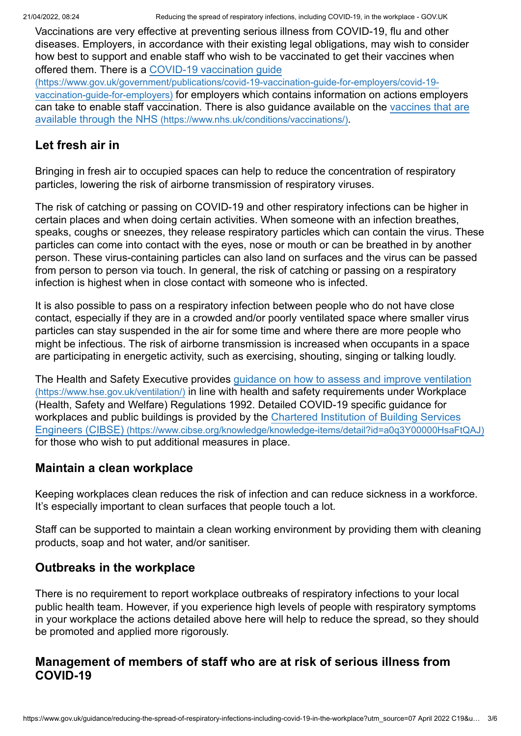Vaccinations are very effective at preventing serious illness from COVID-19, flu and other diseases. Employers, in accordance with their existing legal obligations, may wish to consider how best to support and enable staff who wish to be vaccinated to get their vaccines when offered them. There is a [COVID-19 vaccination guide (https://www.gov.uk/government/publications/covid-19-vaccination-guide-for-employers/covid-19-vaccination-guide-for-employers)](https://www.gov.uk/government/publications/covid-19-vaccination-guide-for-employers/covid-19-vaccination-guide-for-employers) for employers which contains information on actions employers can take to enable staff vaccination. There is also guidance available on the [vaccines that are available through the NHS (https://www.nhs.uk/conditions/vaccinations/)](https://www.nhs.uk/conditions/vaccinations/).

## Let fresh air in

Bringing in fresh air to occupied spaces can help to reduce the concentration of respiratory particles, lowering the risk of airborne transmission of respiratory viruses.

The risk of catching or passing on COVID-19 and other respiratory infections can be higher in certain places and when doing certain activities. When someone with an infection breathes, speaks, coughs or sneezes, they release respiratory particles which can contain the virus. These particles can come into contact with the eyes, nose or mouth or can be breathed in by another person. These virus-containing particles can also land on surfaces and the virus can be passed from person to person via touch. In general, the risk of catching or passing on a respiratory infection is highest when in close contact with someone who is infected.

It is also possible to pass on a respiratory infection between people who do not have close contact, especially if they are in a crowded and/or poorly ventilated space where smaller virus particles can stay suspended in the air for some time and where there are more people who might be infectious. The risk of airborne transmission is increased when occupants in a space are participating in energetic activity, such as exercising, shouting, singing or talking loudly.

The Health and Safety Executive provides [guidance on how to assess and improve ventilation (https://www.hse.gov.uk/ventilation/)](https://www.hse.gov.uk/ventilation/) in line with health and safety requirements under Workplace (Health, Safety and Welfare) Regulations 1992. Detailed COVID-19 specific guidance for workplaces and public buildings is provided by the [Chartered Institution of Building Services Engineers (CIBSE) (https://www.cibse.org/knowledge/knowledge-items/detail?id=a0q3Y00000HsaFtQAJ)](https://www.cibse.org/knowledge/knowledge-items/detail?id=a0q3Y00000HsaFtQAJ) for those who wish to put additional measures in place.

## Maintain a clean workplace

Keeping workplaces clean reduces the risk of infection and can reduce sickness in a workforce. It's especially important to clean surfaces that people touch a lot.

Staff can be supported to maintain a clean working environment by providing them with cleaning products, soap and hot water, and/or sanitiser.

## Outbreaks in the workplace

There is no requirement to report workplace outbreaks of respiratory infections to your local public health team. However, if you experience high levels of people with respiratory symptoms in your workplace the actions detailed above here will help to reduce the spread, so they should be promoted and applied more rigorously.

## Management of members of staff who are at risk of serious illness from COVID-19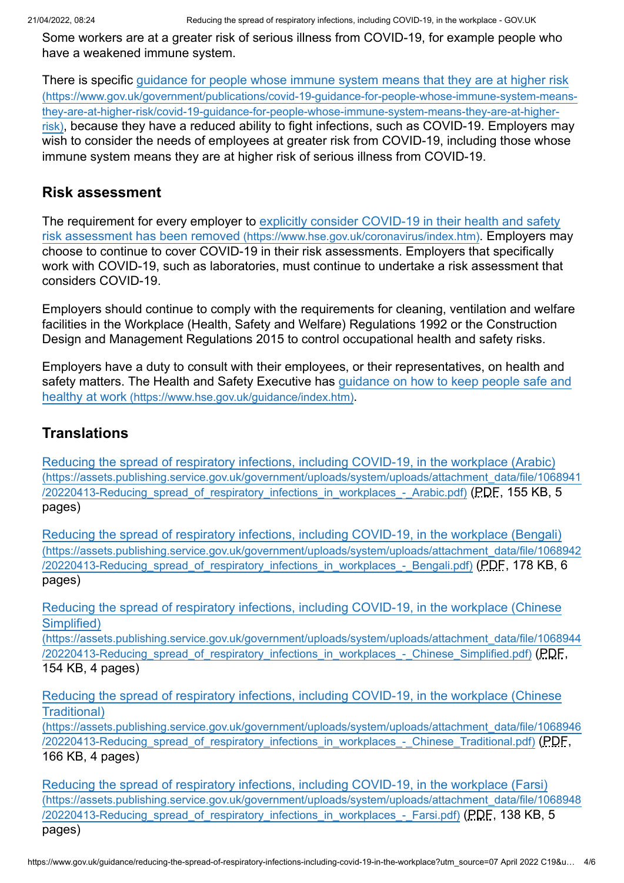Some workers are at a greater risk of serious illness from COVID-19, for example people who have a weakened immune system.

There is specific [guidance for people whose immune system means that they are at higher risk (https://www.gov.uk/government/publications/covid-19-guidance-for-people-whose-immune-system-means-they-are-at-higher-risk/covid-19-guidance-for-people-whose-immune-system-means-they-are-at-higher-risk)](https://www.gov.uk/government/publications/covid-19-guidance-for-people-whose-immune-system-means-they-are-at-higher-risk/covid-19-guidance-for-people-whose-immune-system-means-they-are-at-higher-risk), because they have a reduced ability to fight infections, such as COVID-19. Employers may wish to consider the needs of employees at greater risk from COVID-19, including those whose immune system means they are at higher risk of serious illness from COVID-19.

## Risk assessment

The requirement for every employer to [explicitly consider COVID-19 in their health and safety risk assessment has been removed (https://www.hse.gov.uk/coronavirus/index.htm)](https://www.hse.gov.uk/coronavirus/index.htm). Employers may choose to continue to cover COVID-19 in their risk assessments. Employers that specifically work with COVID-19, such as laboratories, must continue to undertake a risk assessment that considers COVID-19.

Employers should continue to comply with the requirements for cleaning, ventilation and welfare facilities in the Workplace (Health, Safety and Welfare) Regulations 1992 or the Construction Design and Management Regulations 2015 to control occupational health and safety risks.

Employers have a duty to consult with their employees, or their representatives, on health and safety matters. The Health and Safety Executive has [guidance on how to keep people safe and healthy at work (https://www.hse.gov.uk/guidance/index.htm)](https://www.hse.gov.uk/guidance/index.htm).

## Translations

[Reducing the spread of respiratory infections, including COVID-19, in the workplace (Arabic) (https://assets.publishing.service.gov.uk/government/uploads/system/uploads/attachment_data/file/1068941/20220413-Reducing_spread_of_respiratory_infections_in_workplaces_-_Arabic.pdf)](https://assets.publishing.service.gov.uk/government/uploads/system/uploads/attachment_data/file/1068941/20220413-Reducing_spread_of_respiratory_infections_in_workplaces_-_Arabic.pdf) (PDF, 155 KB, 5 pages)

[Reducing the spread of respiratory infections, including COVID-19, in the workplace (Bengali) (https://assets.publishing.service.gov.uk/government/uploads/system/uploads/attachment_data/file/1068942/20220413-Reducing_spread_of_respiratory_infections_in_workplaces_-_Bengali.pdf)](https://assets.publishing.service.gov.uk/government/uploads/system/uploads/attachment_data/file/1068942/20220413-Reducing_spread_of_respiratory_infections_in_workplaces_-_Bengali.pdf) (PDF, 178 KB, 6 pages)

[Reducing the spread of respiratory infections, including COVID-19, in the workplace (Chinese Simplified) (https://assets.publishing.service.gov.uk/government/uploads/system/uploads/attachment_data/file/1068944/20220413-Reducing_spread_of_respiratory_infections_in_workplaces_-_Chinese_Simplified.pdf)](https://assets.publishing.service.gov.uk/government/uploads/system/uploads/attachment_data/file/1068944/20220413-Reducing_spread_of_respiratory_infections_in_workplaces_-_Chinese_Simplified.pdf) (PDF, 154 KB, 4 pages)

[Reducing the spread of respiratory infections, including COVID-19, in the workplace (Chinese Traditional) (https://assets.publishing.service.gov.uk/government/uploads/system/uploads/attachment_data/file/1068946/20220413-Reducing_spread_of_respiratory_infections_in_workplaces_-_Chinese_Traditional.pdf)](https://assets.publishing.service.gov.uk/government/uploads/system/uploads/attachment_data/file/1068946/20220413-Reducing_spread_of_respiratory_infections_in_workplaces_-_Chinese_Traditional.pdf) (PDF, 166 KB, 4 pages)

[Reducing the spread of respiratory infections, including COVID-19, in the workplace (Farsi) (https://assets.publishing.service.gov.uk/government/uploads/system/uploads/attachment_data/file/1068948/20220413-Reducing_spread_of_respiratory_infections_in_workplaces_-_Farsi.pdf)](https://assets.publishing.service.gov.uk/government/uploads/system/uploads/attachment_data/file/1068948/20220413-Reducing_spread_of_respiratory_infections_in_workplaces_-_Farsi.pdf) (PDF, 138 KB, 5 pages)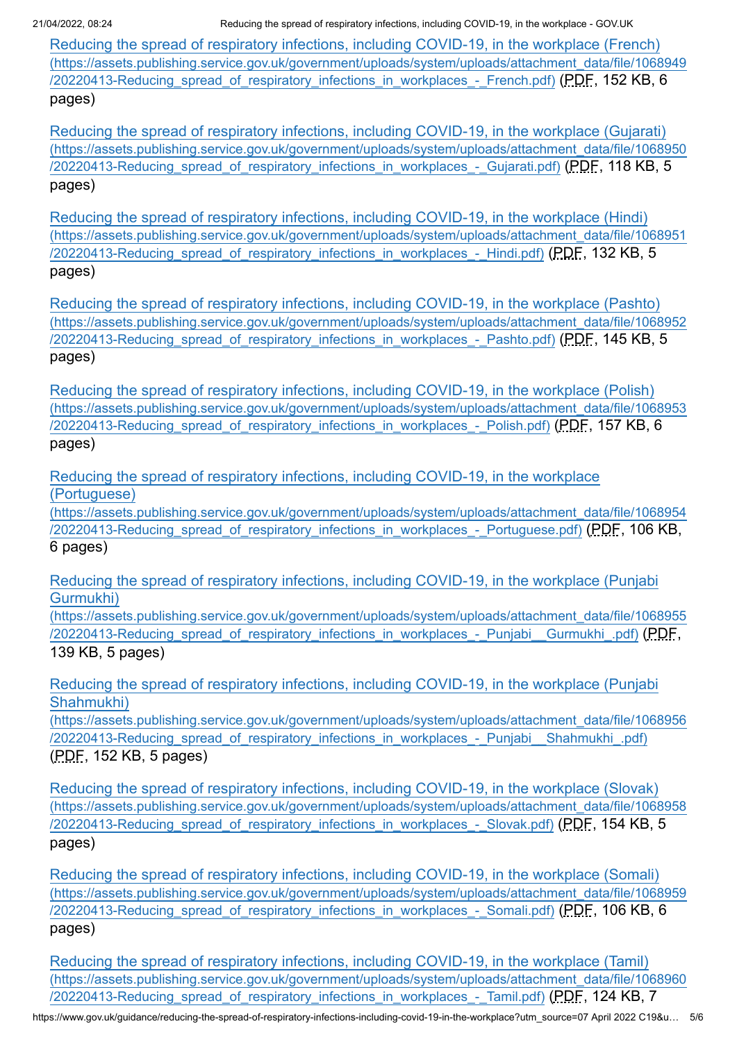[Reducing the spread of respiratory infections, including COVID-19, in the workplace (French) (https://assets.publishing.service.gov.uk/government/uploads/system/uploads/attachment_data/file/1068949/20220413-Reducing_spread_of_respiratory_infections_in_workplaces_-_French.pdf)](https://assets.publishing.service.gov.uk/government/uploads/system/uploads/attachment_data/file/1068949/20220413-Reducing_spread_of_respiratory_infections_in_workplaces_-_French.pdf) (PDF, 152 KB, 6 pages)

[Reducing the spread of respiratory infections, including COVID-19, in the workplace (Gujarati) (https://assets.publishing.service.gov.uk/government/uploads/system/uploads/attachment_data/file/1068950/20220413-Reducing_spread_of_respiratory_infections_in_workplaces_-_Gujarati.pdf)](https://assets.publishing.service.gov.uk/government/uploads/system/uploads/attachment_data/file/1068950/20220413-Reducing_spread_of_respiratory_infections_in_workplaces_-_Gujarati.pdf) (PDF, 118 KB, 5 pages)

[Reducing the spread of respiratory infections, including COVID-19, in the workplace (Hindi) (https://assets.publishing.service.gov.uk/government/uploads/system/uploads/attachment_data/file/1068951/20220413-Reducing_spread_of_respiratory_infections_in_workplaces_-_Hindi.pdf)](https://assets.publishing.service.gov.uk/government/uploads/system/uploads/attachment_data/file/1068951/20220413-Reducing_spread_of_respiratory_infections_in_workplaces_-_Hindi.pdf) (PDF, 132 KB, 5 pages)

[Reducing the spread of respiratory infections, including COVID-19, in the workplace (Pashto) (https://assets.publishing.service.gov.uk/government/uploads/system/uploads/attachment_data/file/1068952/20220413-Reducing_spread_of_respiratory_infections_in_workplaces_-_Pashto.pdf)](https://assets.publishing.service.gov.uk/government/uploads/system/uploads/attachment_data/file/1068952/20220413-Reducing_spread_of_respiratory_infections_in_workplaces_-_Pashto.pdf) (PDF, 145 KB, 5 pages)

[Reducing the spread of respiratory infections, including COVID-19, in the workplace (Polish) (https://assets.publishing.service.gov.uk/government/uploads/system/uploads/attachment_data/file/1068953/20220413-Reducing_spread_of_respiratory_infections_in_workplaces_-_Polish.pdf)](https://assets.publishing.service.gov.uk/government/uploads/system/uploads/attachment_data/file/1068953/20220413-Reducing_spread_of_respiratory_infections_in_workplaces_-_Polish.pdf) (PDF, 157 KB, 6 pages)

[Reducing the spread of respiratory infections, including COVID-19, in the workplace (Portuguese) (https://assets.publishing.service.gov.uk/government/uploads/system/uploads/attachment_data/file/1068954/20220413-Reducing_spread_of_respiratory_infections_in_workplaces_-_Portuguese.pdf)](https://assets.publishing.service.gov.uk/government/uploads/system/uploads/attachment_data/file/1068954/20220413-Reducing_spread_of_respiratory_infections_in_workplaces_-_Portuguese.pdf) (PDF, 106 KB, 6 pages)

[Reducing the spread of respiratory infections, including COVID-19, in the workplace (Punjabi Gurmukhi) (https://assets.publishing.service.gov.uk/government/uploads/system/uploads/attachment_data/file/1068955/20220413-Reducing_spread_of_respiratory_infections_in_workplaces_-_Punjabi__Gurmukhi_.pdf)](https://assets.publishing.service.gov.uk/government/uploads/system/uploads/attachment_data/file/1068955/20220413-Reducing_spread_of_respiratory_infections_in_workplaces_-_Punjabi__Gurmukhi_.pdf) (PDF, 139 KB, 5 pages)

[Reducing the spread of respiratory infections, including COVID-19, in the workplace (Punjabi Shahmukhi) (https://assets.publishing.service.gov.uk/government/uploads/system/uploads/attachment_data/file/1068956/20220413-Reducing_spread_of_respiratory_infections_in_workplaces_-_Punjabi__Shahmukhi_.pdf)](https://assets.publishing.service.gov.uk/government/uploads/system/uploads/attachment_data/file/1068956/20220413-Reducing_spread_of_respiratory_infections_in_workplaces_-_Punjabi__Shahmukhi_.pdf) (PDF, 152 KB, 5 pages)

[Reducing the spread of respiratory infections, including COVID-19, in the workplace (Slovak) (https://assets.publishing.service.gov.uk/government/uploads/system/uploads/attachment_data/file/1068958/20220413-Reducing_spread_of_respiratory_infections_in_workplaces_-_Slovak.pdf)](https://assets.publishing.service.gov.uk/government/uploads/system/uploads/attachment_data/file/1068958/20220413-Reducing_spread_of_respiratory_infections_in_workplaces_-_Slovak.pdf) (PDF, 154 KB, 5 pages)

[Reducing the spread of respiratory infections, including COVID-19, in the workplace (Somali) (https://assets.publishing.service.gov.uk/government/uploads/system/uploads/attachment_data/file/1068959/20220413-Reducing_spread_of_respiratory_infections_in_workplaces_-_Somali.pdf)](https://assets.publishing.service.gov.uk/government/uploads/system/uploads/attachment_data/file/1068959/20220413-Reducing_spread_of_respiratory_infections_in_workplaces_-_Somali.pdf) (PDF, 106 KB, 6 pages)

[Reducing the spread of respiratory infections, including COVID-19, in the workplace (Tamil) (https://assets.publishing.service.gov.uk/government/uploads/system/uploads/attachment_data/file/1068960/20220413-Reducing_spread_of_respiratory_infections_in_workplaces_-_Tamil.pdf)](https://assets.publishing.service.gov.uk/government/uploads/system/uploads/attachment_data/file/1068960/20220413-Reducing_spread_of_respiratory_infections_in_workplaces_-_Tamil.pdf) (PDF, 124 KB, 7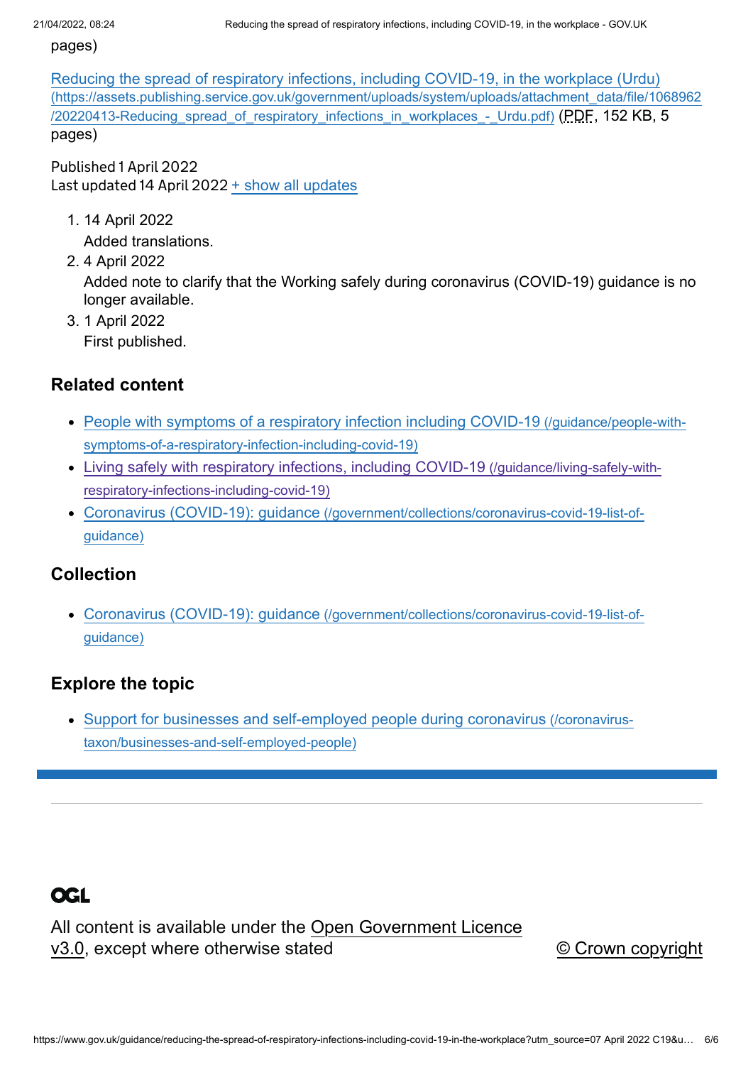pages)

[Reducing the spread of respiratory infections, including COVID-19, in the workplace (Urdu)](https://assets.publishing.service.gov.uk/government/uploads/system/uploads/attachment_data/file/1068962/20220413-Reducing_spread_of_respiratory_infections_in_workplaces_-_Urdu.pdf) (https://assets.publishing.service.gov.uk/government/uploads/system/uploads/attachment_data/file/1068962/20220413-Reducing_spread_of_respiratory_infections_in_workplaces_-_Urdu.pdf) (PDF, 152 KB, 5 pages)

Published 1 April 2022
Last updated 14 April 2022 + show all updates

1. 14 April 2022
   Added translations.
2. 4 April 2022
   Added note to clarify that the Working safely during coronavirus (COVID-19) guidance is no longer available.
3. 1 April 2022
   First published.

## Related content

- People with symptoms of a respiratory infection including COVID-19 (/guidance/people-with-symptoms-of-a-respiratory-infection-including-covid-19)
- Living safely with respiratory infections, including COVID-19 (/guidance/living-safely-with-respiratory-infections-including-covid-19)
- Coronavirus (COVID-19): guidance (/government/collections/coronavirus-covid-19-list-of-guidance)

## Collection

- Coronavirus (COVID-19): guidance (/government/collections/coronavirus-covid-19-list-of-guidance)

## Explore the topic

- Support for businesses and self-employed people during coronavirus (/coronavirus-taxon/businesses-and-self-employed-people)

OGL

All content is available under the Open Government Licence v3.0, except where otherwise stated

© Crown copyright